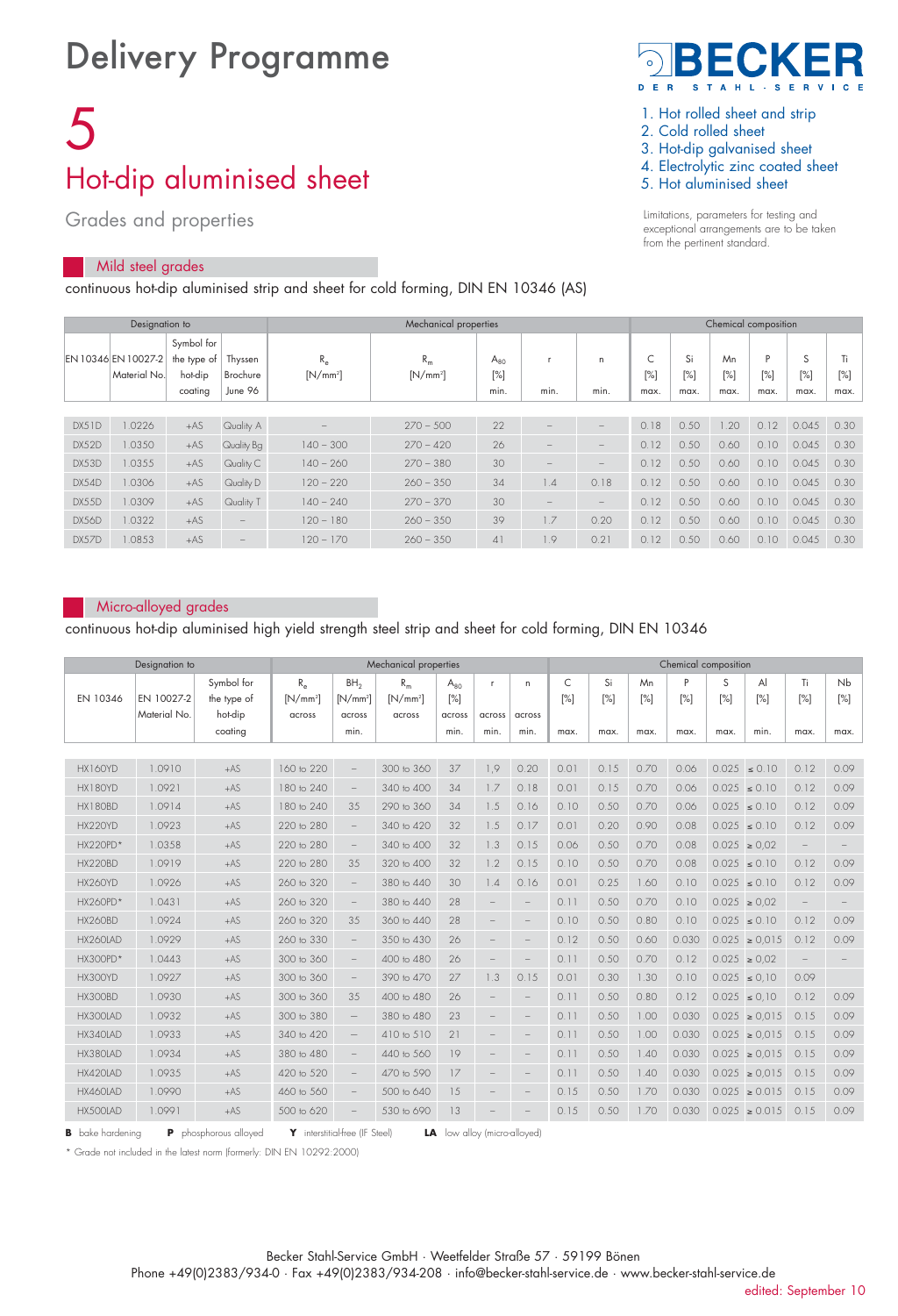# Delivery Programme

# 5

## Hot-dip aluminised sheet

Grades and properties

1. Hot rolled sheet and strip
2. Cold rolled sheet
3. Hot-dip galvanised sheet
4. Electrolytic zinc coated sheet
5. Hot aluminised sheet

Limitations, parameters for testing and exceptional arrangements are to be taken from the pertinent standard.

### Mild steel grades

continuous hot-dip aluminised strip and sheet for cold forming, DIN EN 10346 (AS)

| Designation to | | | | Mechanical properties | | | | | Chemical composition | | | | | |
|---|---|---|---|---|---|---|---|---|---|---|---|---|---|---|
| EN 10346 | EN 10027-2 Material No. | Symbol for the type of hot-dip coating | Thyssen Brochure June 96 | $R_e$ [N/mm²] | $R_m$ [N/mm²] | $A_{80}$ [%] min. | r min. | n min. | C [%] max. | Si [%] max. | Mn [%] max. | P [%] max. | S [%] max. | Ti [%] max. |
| DX51D | 1.0226 | +AS | Quality A | – | 270 – 500 | 22 | – | – | 0.18 | 0.50 | 1.20 | 0.12 | 0.045 | 0.30 |
| DX52D | 1.0350 | +AS | Quality Bg | 140 – 300 | 270 – 420 | 26 | – | – | 0.12 | 0.50 | 0.60 | 0.10 | 0.045 | 0.30 |
| DX53D | 1.0355 | +AS | Quality C | 140 – 260 | 270 – 380 | 30 | – | – | 0.12 | 0.50 | 0.60 | 0.10 | 0.045 | 0.30 |
| DX54D | 1.0306 | +AS | Quality D | 120 – 220 | 260 – 350 | 34 | 1.4 | 0.18 | 0.12 | 0.50 | 0.60 | 0.10 | 0.045 | 0.30 |
| DX55D | 1.0309 | +AS | Quality T | 140 – 240 | 270 – 370 | 30 | – | – | 0.12 | 0.50 | 0.60 | 0.10 | 0.045 | 0.30 |
| DX56D | 1.0322 | +AS | – | 120 – 180 | 260 – 350 | 39 | 1.7 | 0.20 | 0.12 | 0.50 | 0.60 | 0.10 | 0.045 | 0.30 |
| DX57D | 1.0853 | +AS | – | 120 – 170 | 260 – 350 | 41 | 1.9 | 0.21 | 0.12 | 0.50 | 0.60 | 0.10 | 0.045 | 0.30 |

### Micro-alloyed grades

continuous hot-dip aluminised high yield strength steel strip and sheet for cold forming, DIN EN 10346

| Designation to | | | Mechanical properties | | | | | | Chemical composition | | | | | | | |
|---|---|---|---|---|---|---|---|---|---|---|---|---|---|---|---|---|
| EN 10346 | EN 10027-2 Material No. | Symbol for the type of hot-dip coating | $R_e$ [N/mm²] across | $BH_2$ [N/mm²] across min. | $R_m$ [N/mm²] across | $A_{80}$ [%] across min. | r across min. | n across min. | C [%] max. | Si [%] max. | Mn [%] max. | P [%] max. | S [%] max. | Al [%] min. | Ti [%] max. | Nb [%] max. |
| HX160YD | 1.0910 | +AS | 160 to 220 | – | 300 to 360 | 37 | 1,9 | 0.20 | 0.01 | 0.15 | 0.70 | 0.06 | 0.025 | ≤ 0.10 | 0.12 | 0.09 |
| HX180YD | 1.0921 | +AS | 180 to 240 | – | 340 to 400 | 34 | 1.7 | 0.18 | 0.01 | 0.15 | 0.70 | 0.06 | 0.025 | ≤ 0.10 | 0.12 | 0.09 |
| HX180BD | 1.0914 | +AS | 180 to 240 | 35 | 290 to 360 | 34 | 1.5 | 0.16 | 0.10 | 0.50 | 0.70 | 0.06 | 0.025 | ≤ 0.10 | 0.12 | 0.09 |
| HX220YD | 1.0923 | +AS | 220 to 280 | – | 340 to 420 | 32 | 1.5 | 0.17 | 0.01 | 0.20 | 0.90 | 0.08 | 0.025 | ≤ 0.10 | 0.12 | 0.09 |
| HX220PD* | 1.0358 | +AS | 220 to 280 | – | 340 to 400 | 32 | 1.3 | 0.15 | 0.06 | 0.50 | 0.70 | 0.08 | 0.025 | ≥ 0,02 | – | – |
| HX220BD | 1.0919 | +AS | 220 to 280 | 35 | 320 to 400 | 32 | 1.2 | 0.15 | 0.10 | 0.50 | 0.70 | 0.08 | 0.025 | ≤ 0.10 | 0.12 | 0.09 |
| HX260YD | 1.0926 | +AS | 260 to 320 | – | 380 to 440 | 30 | 1.4 | 0.16 | 0.01 | 0.25 | 1.60 | 0.10 | 0.025 | ≤ 0.10 | 0.12 | 0.09 |
| HX260PD* | 1.0431 | +AS | 260 to 320 | – | 380 to 440 | 28 | – | – | 0.11 | 0.50 | 0.70 | 0.10 | 0.025 | ≥ 0,02 | – | – |
| HX260BD | 1.0924 | +AS | 260 to 320 | 35 | 360 to 440 | 28 | – | – | 0.10 | 0.50 | 0.80 | 0.10 | 0.025 | ≤ 0.10 | 0.12 | 0.09 |
| HX260LAD | 1.0929 | +AS | 260 to 330 | – | 350 to 430 | 26 | – | – | 0.12 | 0.50 | 0.60 | 0.030 | 0.025 | ≥ 0,015 | 0.12 | 0.09 |
| HX300PD* | 1.0443 | +AS | 300 to 360 | – | 400 to 480 | 26 | – | – | 0.11 | 0.50 | 0.70 | 0.12 | 0.025 | ≥ 0,02 | – | – |
| HX300YD | 1.0927 | +AS | 300 to 360 | – | 390 to 470 | 27 | 1.3 | 0.15 | 0.01 | 0.30 | 1.30 | 0.10 | 0.025 | ≤ 0,10 | 0.09 | |
| HX300BD | 1.0930 | +AS | 300 to 360 | 35 | 400 to 480 | 26 | – | – | 0.11 | 0.50 | 0.80 | 0.12 | 0.025 | ≤ 0,10 | 0.12 | 0.09 |
| HX300LAD | 1.0932 | +AS | 300 to 380 | – | 380 to 480 | 23 | – | – | 0.11 | 0.50 | 1.00 | 0.030 | 0.025 | ≥ 0,015 | 0.15 | 0.09 |
| HX340LAD | 1.0933 | +AS | 340 to 420 | – | 410 to 510 | 21 | – | – | 0.11 | 0.50 | 1.00 | 0.030 | 0.025 | ≥ 0,015 | 0.15 | 0.09 |
| HX380LAD | 1.0934 | +AS | 380 to 480 | – | 440 to 560 | 19 | – | – | 0.11 | 0.50 | 1.40 | 0.030 | 0.025 | ≥ 0,015 | 0.15 | 0.09 |
| HX420LAD | 1.0935 | +AS | 420 to 520 | – | 470 to 590 | 17 | – | – | 0.11 | 0.50 | 1.40 | 0.030 | 0.025 | ≥ 0,015 | 0.15 | 0.09 |
| HX460LAD | 1.0990 | +AS | 460 to 560 | – | 500 to 640 | 15 | – | – | 0.15 | 0.50 | 1.70 | 0.030 | 0.025 | ≥ 0.015 | 0.15 | 0.09 |
| HX500LAD | 1.0991 | +AS | 500 to 620 | – | 530 to 690 | 13 | – | – | 0.15 | 0.50 | 1.70 | 0.030 | 0.025 | ≥ 0.015 | 0.15 | 0.09 |

**B** bake hardening **P** phosphorous alloyed **Y** interstitial-free (IF Steel) **LA** low alloy (micro-alloyed)

\* Grade not included in the latest norm (formerly: DIN EN 10292:2000)

Becker Stahl-Service GmbH · Weetfelder Straße 57 · 59199 Bönen
Phone +49(0)2383/934-0 · Fax +49(0)2383/934-208 · info@becker-stahl-service.de · www.becker-stahl-service.de

edited: September 10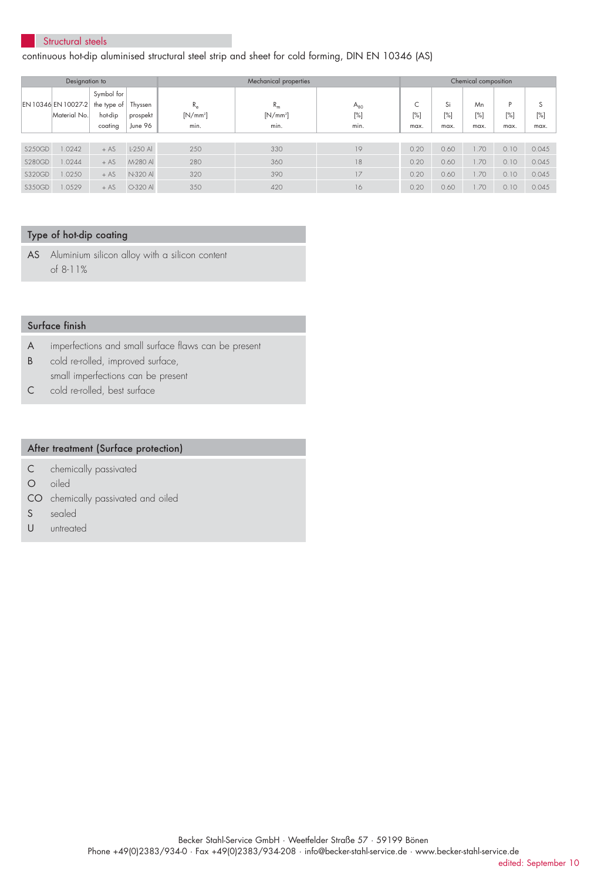## Structural steels

continuous hot-dip aluminised structural steel strip and sheet for cold forming, DIN EN 10346 (AS)

| Designation to | | | | Mechanical properties | | | Chemical composition | | | | |
|---|---|---|---|---|---|---|---|---|---|---|---|
| EN 10346 | EN 10027-2 Material No. | Symbol for the type of hot-dip coating | Thyssen prospekt June 96 | $R_e$ [N/mm²] min. | $R_m$ [N/mm²] min. | $A_{80}$ [%] min. | C [%] max. | Si [%] max. | Mn [%] max. | P [%] max. | S [%] max. |
| S250GD | 1.0242 | + AS | L-250 Al | 250 | 330 | 19 | 0.20 | 0.60 | 1.70 | 0.10 | 0.045 |
| S280GD | 1.0244 | + AS | M-280 Al | 280 | 360 | 18 | 0.20 | 0.60 | 1.70 | 0.10 | 0.045 |
| S320GD | 1.0250 | + AS | N-320 Al | 320 | 390 | 17 | 0.20 | 0.60 | 1.70 | 0.10 | 0.045 |
| S350GD | 1.0529 | + AS | O-320 Al | 350 | 420 | 16 | 0.20 | 0.60 | 1.70 | 0.10 | 0.045 |

### Type of hot-dip coating

AS Aluminium silicon alloy with a silicon content of 8-11%

### Surface finish

- A imperfections and small surface flaws can be present
- B cold re-rolled, improved surface, small imperfections can be present
- C cold re-rolled, best surface

### After treatment (Surface protection)

- C chemically passivated
- O oiled
- CO chemically passivated and oiled
- S sealed
- U untreated

Becker Stahl-Service GmbH · Weetfelder Straße 57 · 59199 Bönen
Phone +49(0)2383/934-0 · Fax +49(0)2383/934-208 · info@becker-stahl-service.de · www.becker-stahl-service.de

edited: September 10